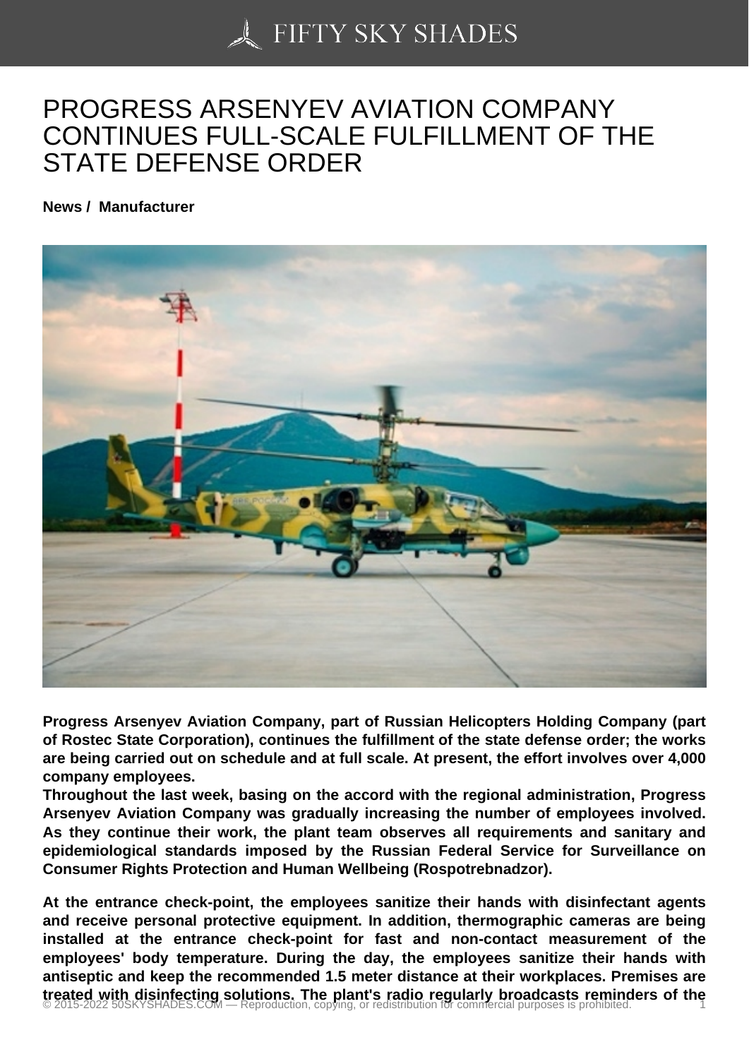# PROGRESS ARSENYEV AVIATION COMPANY CONTINUES FULL-SCALE FULFILLMENT OF THE STATE DEFENSE ORDER

**News / Manufacturer**

**Progress Arsenyev Aviation Company, part of Russian Helicopters Holding Company (part of Rostec State Corporation), continues the fulfillment of the state defense order; the works are being carried out on schedule and at full scale. At present, the effort involves over 4,000 company employees.**

**Throughout the last week, basing on the accord with the regional administration, Progress Arsenyev Aviation Company was gradually increasing the number of employees involved. As they continue their work, the plant team observes all requirements and sanitary and epidemiological standards imposed by the Russian Federal Service for Surveillance on Consumer Rights Protection and Human Wellbeing (Rospotrebnadzor).**

**At the entrance check-point, the employees sanitize their hands with disinfectant agents and receive personal protective equipment. In addition, thermographic cameras are being installed at the entrance check-point for fast and non-contact measurement of the employees' body temperature. During the day, the employees sanitize their hands with antiseptic and keep the recommended 1.5 meter distance at their workplaces. Premises are treated with disinfecting solutions. The plant's radio regularly broadcasts reminders of the**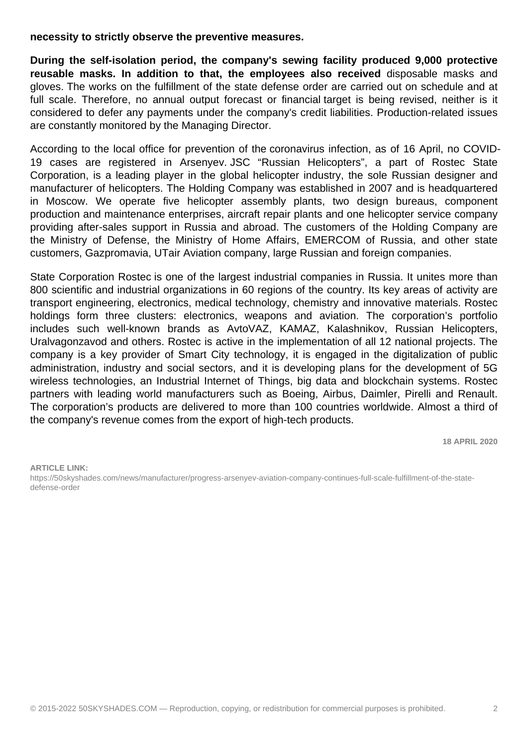**necessity to strictly observe the preventive measures.**

**During the self-isolation period, the company's sewing facility produced 9,000 protective reusable masks. In addition to that, the employees also received** disposable masks and gloves. The works on the fulfillment of the state defense order are carried out on schedule and at full scale. Therefore, no annual output forecast or financial target is being revised, neither is it considered to defer any payments under the company's credit liabilities. Production-related issues are constantly monitored by the Managing Director.

According to the local office for prevention of the coronavirus infection, as of 16 April, no COVID-19 cases are registered in Arsenyev. JSC "Russian Helicopters", a part of Rostec State Corporation, is a leading player in the global helicopter industry, the sole Russian designer and manufacturer of helicopters. The Holding Company was established in 2007 and is headquartered in Moscow. We operate five helicopter assembly plants, two design bureaus, component production and maintenance enterprises, aircraft repair plants and one helicopter service company providing after-sales support in Russia and abroad. The customers of the Holding Company are the Ministry of Defense, the Ministry of Home Affairs, EMERCOM of Russia, and other state customers, Gazpromavia, UTair Aviation company, large Russian and foreign companies.

State Corporation Rostec is one of the largest industrial companies in Russia. It unites more than 800 scientific and industrial organizations in 60 regions of the country. Its key areas of activity are transport engineering, electronics, medical technology, chemistry and innovative materials. Rostec holdings form three clusters: electronics, weapons and aviation. The corporation's portfolio includes such well-known brands as AvtoVAZ, KAMAZ, Kalashnikov, Russian Helicopters, Uralvagonzavod and others. Rostec is active in the implementation of all 12 national projects. The company is a key provider of Smart City technology, it is engaged in the digitalization of public administration, industry and social sectors, and it is developing plans for the development of 5G wireless technologies, an Industrial Internet of Things, big data and blockchain systems. Rostec partners with leading world manufacturers such as Boeing, Airbus, Daimler, Pirelli and Renault. The corporation's products are delivered to more than 100 countries worldwide. Almost a third of the company's revenue comes from the export of high-tech products.

**18 APRIL 2020**

**ARTICLE LINK:**
https://50skyshades.com/news/manufacturer/progress-arsenyev-aviation-company-continues-full-scale-fulfillment-of-the-state-defense-order